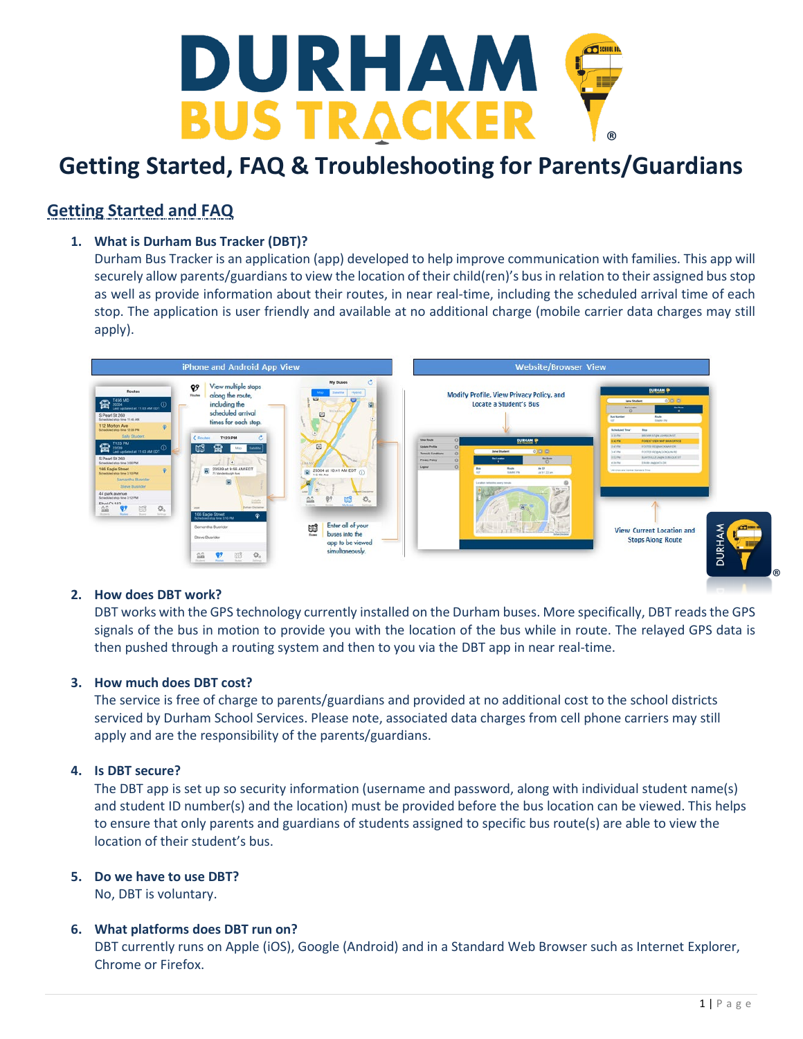# Getting Started, FAQ & Troubleshooting for Parents/Guardians

## Getting Started and FAQ

1. **What is Durham Bus Tracker (DBT)?**
   Durham Bus Tracker is an application (app) developed to help improve communication with families. This app will securely allow parents/guardians to view the location of their child(ren)'s bus in relation to their assigned bus stop as well as provide information about their routes, in near real-time, including the scheduled arrival time of each stop. The application is user friendly and available at no additional charge (mobile carrier data charges may still apply).

2. **How does DBT work?**
   DBT works with the GPS technology currently installed on the Durham buses. More specifically, DBT reads the GPS signals of the bus in motion to provide you with the location of the bus while in route. The relayed GPS data is then pushed through a routing system and then to you via the DBT app in near real-time.

3. **How much does DBT cost?**
   The service is free of charge to parents/guardians and provided at no additional cost to the school districts serviced by Durham School Services. Please note, associated data charges from cell phone carriers may still apply and are the responsibility of the parents/guardians.

4. **Is DBT secure?**
   The DBT app is set up so security information (username and password, along with individual student name(s) and student ID number(s) and the location) must be provided before the bus location can be viewed. This helps to ensure that only parents and guardians of students assigned to specific bus route(s) are able to view the location of their student's bus.

5. **Do we have to use DBT?**
   No, DBT is voluntary.

6. **What platforms does DBT run on?**
   DBT currently runs on Apple (iOS), Google (Android) and in a Standard Web Browser such as Internet Explorer, Chrome or Firefox.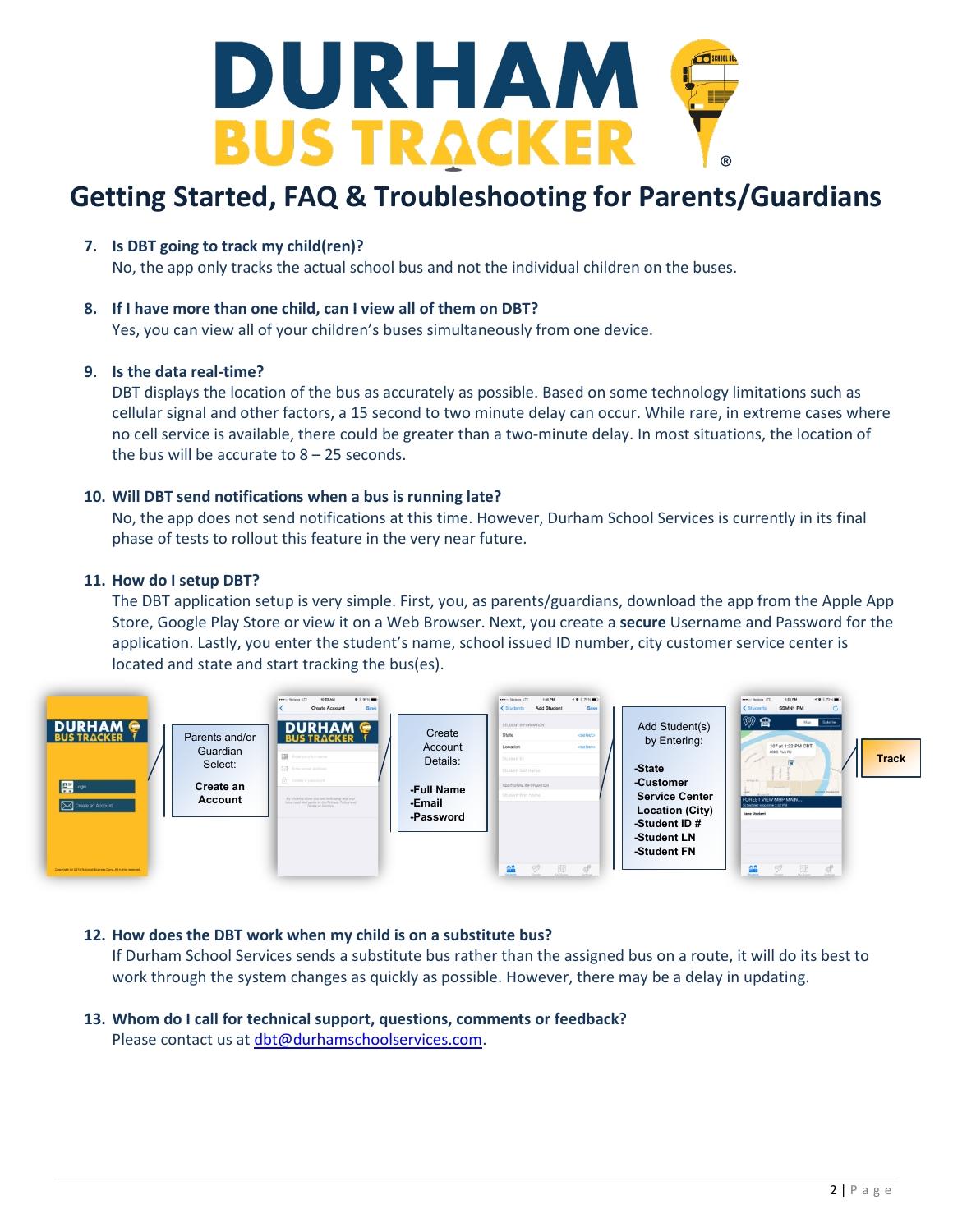# DURHAM BUS TRACKER®

## Getting Started, FAQ & Troubleshooting for Parents/Guardians

7. **Is DBT going to track my child(ren)?**
   No, the app only tracks the actual school bus and not the individual children on the buses.

8. **If I have more than one child, can I view all of them on DBT?**
   Yes, you can view all of your children's buses simultaneously from one device.

9. **Is the data real-time?**
   DBT displays the location of the bus as accurately as possible. Based on some technology limitations such as cellular signal and other factors, a 15 second to two minute delay can occur. While rare, in extreme cases where no cell service is available, there could be greater than a two-minute delay. In most situations, the location of the bus will be accurate to 8 – 25 seconds.

10. **Will DBT send notifications when a bus is running late?**
    No, the app does not send notifications at this time. However, Durham School Services is currently in its final phase of tests to rollout this feature in the very near future.

11. **How do I setup DBT?**
    The DBT application setup is very simple. First, you, as parents/guardians, download the app from the Apple App Store, Google Play Store or view it on a Web Browser. Next, you create a **secure** Username and Password for the application. Lastly, you enter the student's name, school issued ID number, city customer service center is located and state and start tracking the bus(es).

    Parents and/or Guardian Select: **Create an Account**

    Create Account Details:
    **-Full Name**
    **-Email**
    **-Password**

    Add Student(s) by Entering:
    **-State**
    **-Customer Service Center Location (City)**
    **-Student ID #**
    **-Student LN**
    **-Student FN**

    **Track**

12. **How does the DBT work when my child is on a substitute bus?**
    If Durham School Services sends a substitute bus rather than the assigned bus on a route, it will do its best to work through the system changes as quickly as possible. However, there may be a delay in updating.

13. **Whom do I call for technical support, questions, comments or feedback?**
    Please contact us at dbt@durhamschoolservices.com.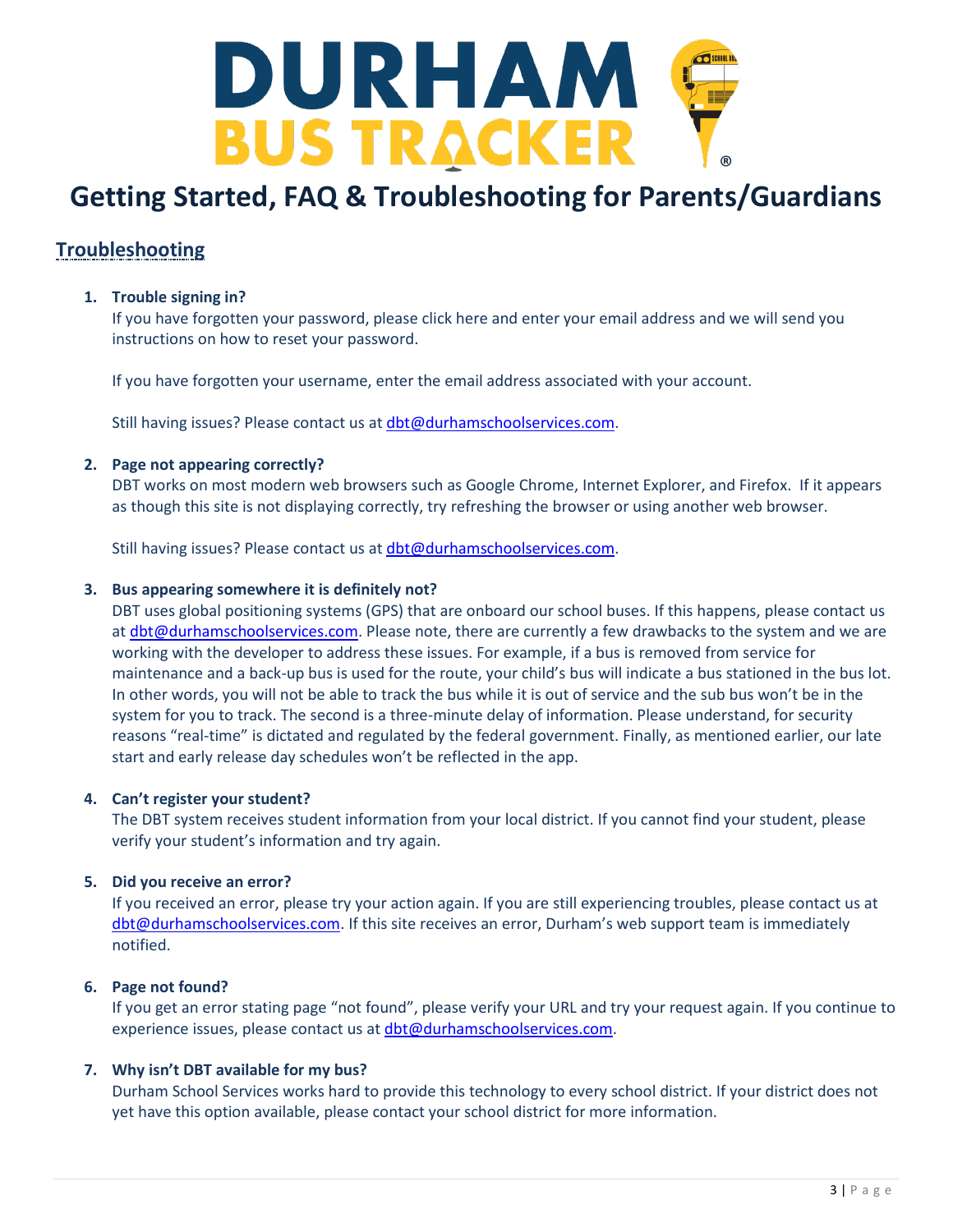# DURHAM BUS TRACKER®

# Getting Started, FAQ & Troubleshooting for Parents/Guardians

## Troubleshooting

1. **Trouble signing in?**
   If you have forgotten your password, please click here and enter your email address and we will send you instructions on how to reset your password.

   If you have forgotten your username, enter the email address associated with your account.

   Still having issues? Please contact us at dbt@durhamschoolservices.com.

2. **Page not appearing correctly?**
   DBT works on most modern web browsers such as Google Chrome, Internet Explorer, and Firefox. If it appears as though this site is not displaying correctly, try refreshing the browser or using another web browser.

   Still having issues? Please contact us at dbt@durhamschoolservices.com.

3. **Bus appearing somewhere it is definitely not?**
   DBT uses global positioning systems (GPS) that are onboard our school buses. If this happens, please contact us at dbt@durhamschoolservices.com. Please note, there are currently a few drawbacks to the system and we are working with the developer to address these issues. For example, if a bus is removed from service for maintenance and a back-up bus is used for the route, your child's bus will indicate a bus stationed in the bus lot. In other words, you will not be able to track the bus while it is out of service and the sub bus won't be in the system for you to track. The second is a three-minute delay of information. Please understand, for security reasons "real-time" is dictated and regulated by the federal government. Finally, as mentioned earlier, our late start and early release day schedules won't be reflected in the app.

4. **Can't register your student?**
   The DBT system receives student information from your local district. If you cannot find your student, please verify your student's information and try again.

5. **Did you receive an error?**
   If you received an error, please try your action again. If you are still experiencing troubles, please contact us at dbt@durhamschoolservices.com. If this site receives an error, Durham's web support team is immediately notified.

6. **Page not found?**
   If you get an error stating page "not found", please verify your URL and try your request again. If you continue to experience issues, please contact us at dbt@durhamschoolservices.com.

7. **Why isn't DBT available for my bus?**
   Durham School Services works hard to provide this technology to every school district. If your district does not yet have this option available, please contact your school district for more information.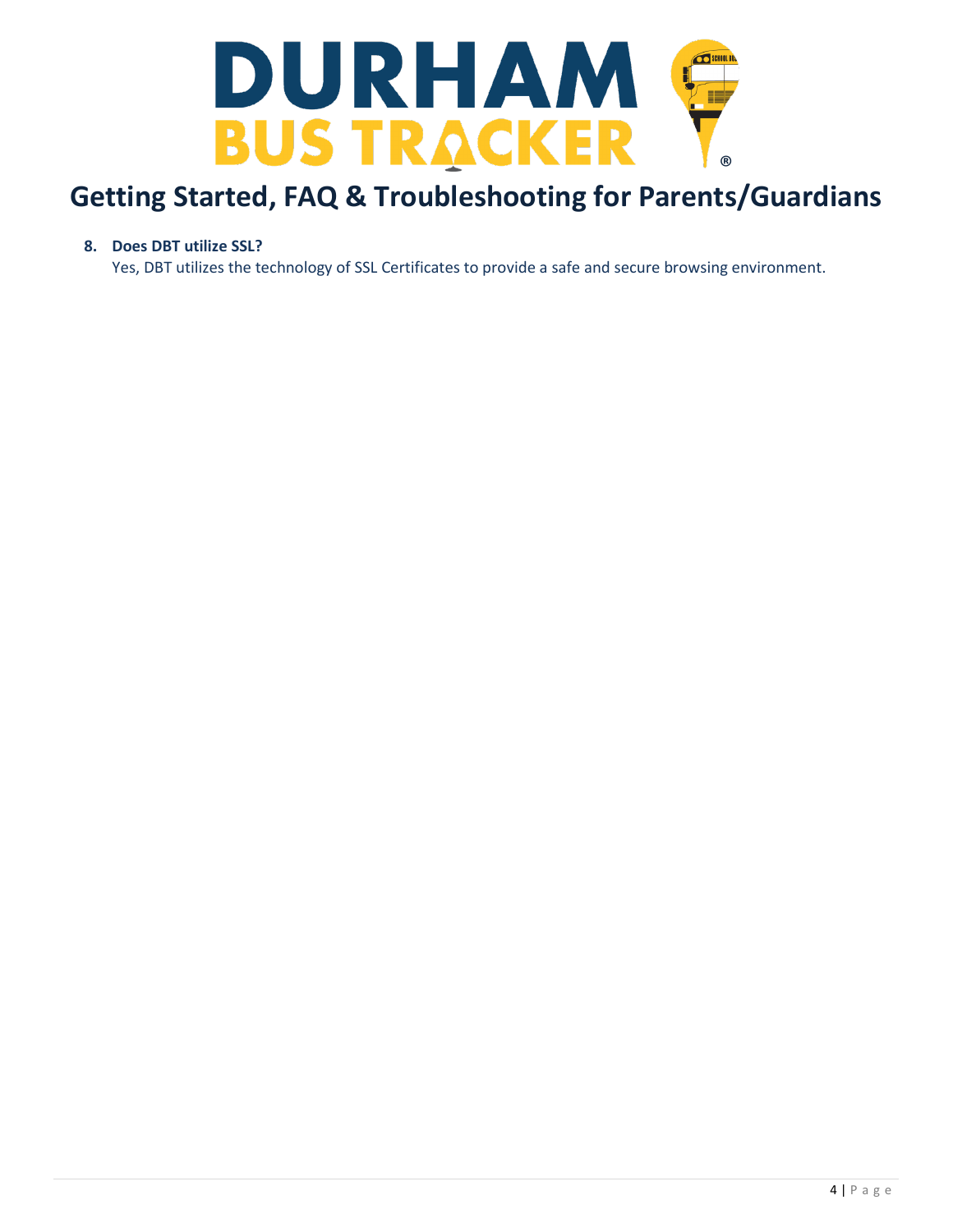8. **Does DBT utilize SSL?**
   Yes, DBT utilizes the technology of SSL Certificates to provide a safe and secure browsing environment.